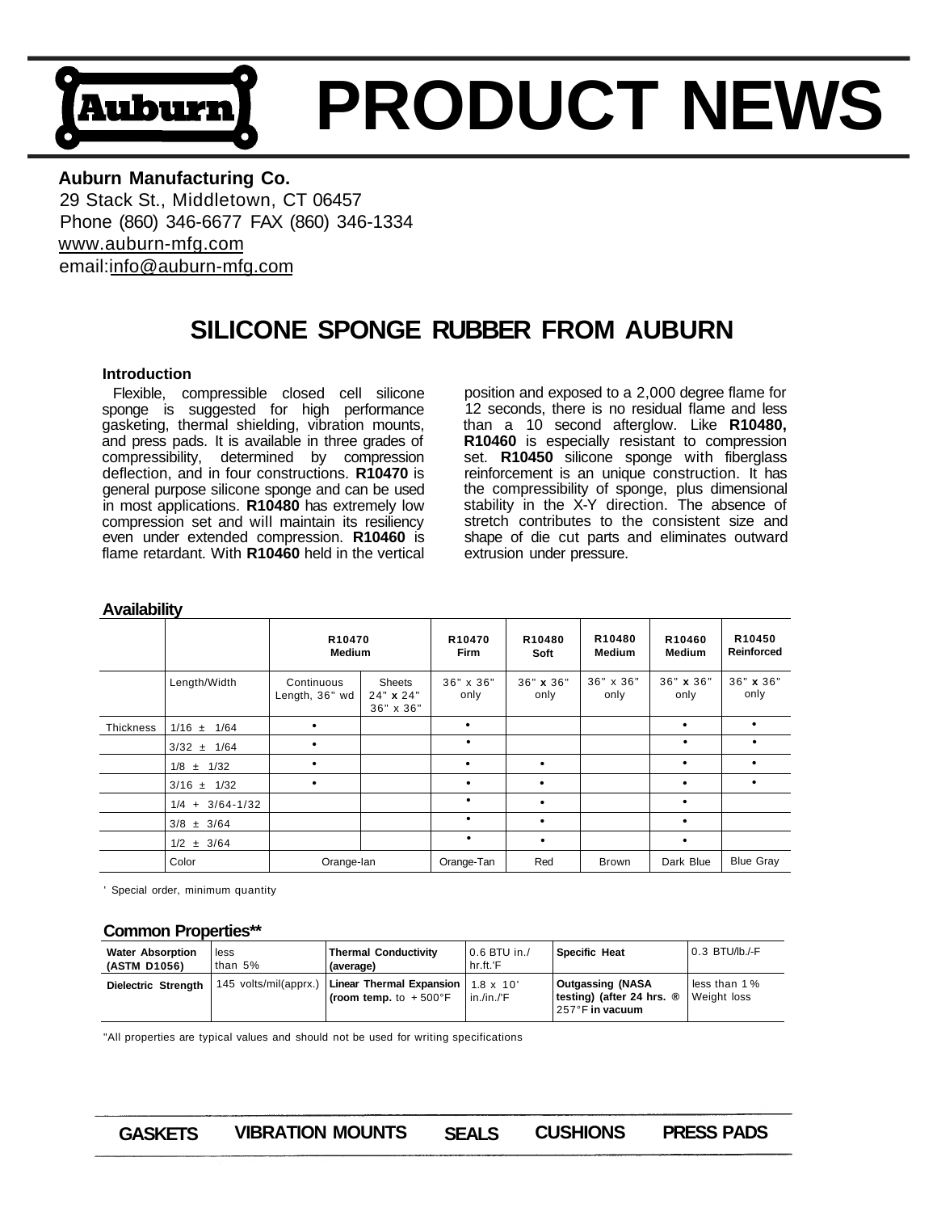# PRODUCT NEWS

**Auburn Manufacturing Co.**
29 Stack St., Middletown, CT 06457
Phone (860) 346-6677 FAX (860) 346-1334
www.auburn-mfg.com
email:info@auburn-mfg.com

## SILICONE SPONGE RUBBER FROM AUBURN

### Introduction

Flexible, compressible closed cell silicone sponge is suggested for high performance gasketing, thermal shielding, vibration mounts, and press pads. It is available in three grades of compressibility, determined by compression deflection, and in four constructions. **R10470** is general purpose silicone sponge and can be used in most applications. **R10480** has extremely low compression set and will maintain its resiliency even under extended compression. **R10460** is flame retardant. With **R10460** held in the vertical position and exposed to a 2,000 degree flame for 12 seconds, there is no residual flame and less than a 10 second afterglow. Like **R10480, R10460** is especially resistant to compression set. **R10450** silicone sponge with fiberglass reinforcement is an unique construction. It has the compressibility of sponge, plus dimensional stability in the X-Y direction. The absence of stretch contributes to the consistent size and shape of die cut parts and eliminates outward extrusion under pressure.

### Availability

| | | R10470 Medium | | R10470 Firm | R10480 Soft | R10480 Medium | R10460 Medium | R10450 Reinforced |
|---|---|---|---|---|---|---|---|---|
| | Length/Width | Continuous Length, 36" wd | Sheets 24" x 24" 36" x 36" | 36" x 36" only | 36" x 36" only | 36" x 36" only | 36" x 36" only | 36" x 36" only |
| Thickness | 1/16 ± 1/64 | • | | • | | | • | • |
| | 3/32 ± 1/64 | • | | • | | | • | • |
| | 1/8 ± 1/32 | • | | • | • | | • | • |
| | 3/16 ± 1/32 | • | | • | • | | • | • |
| | 1/4 + 3/64-1/32 | | | • | • | | • | |
| | 3/8 ± 3/64 | | | • | • | | • | |
| | 1/2 ± 3/64 | | | • | • | | • | |
| | Color | Orange-lan | | Orange-Tan | Red | Brown | Dark Blue | Blue Gray |

' Special order, minimum quantity

### Common Properties**

| Water Absorption (ASTM D1056) | less than 5% | Thermal Conductivity (average) | 0.6 BTU in./hr.ft.'F | Specific Heat | 0.3 BTU/lb./-F |
|---|---|---|---|---|---|
| Dielectric Strength | 145 volts/mil(apprx.) | Linear Thermal Expansion (room temp. to +500°F | 1.8 x 10' in./in./'F | Outgassing (NASA testing) (after 24 hrs. ® 257°F in vacuum | less than 1% Weight loss |

"All properties are typical values and should not be used for writing specifications

GASKETS VIBRATION MOUNTS SEALS CUSHIONS PRESS PADS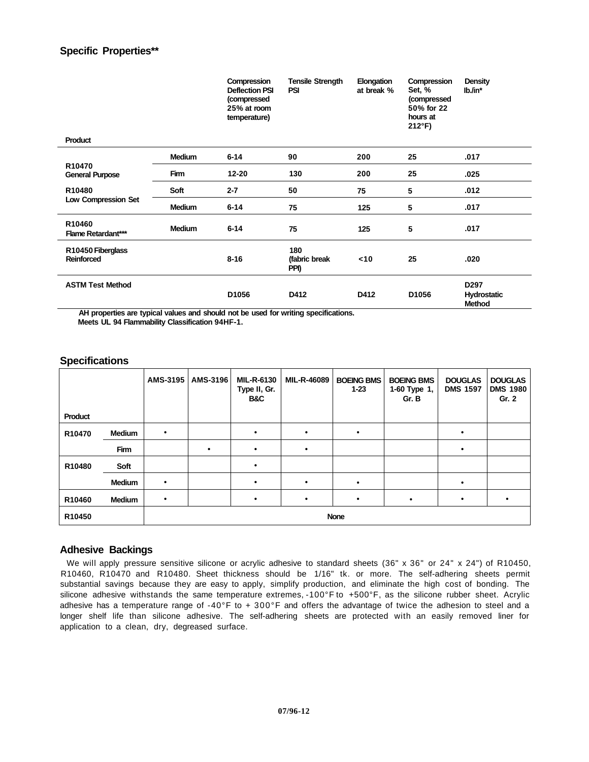## Specific Properties**

| Product | | Compression Deflection PSI (compressed 25% at room temperature) | Tensile Strength PSI | Elongation at break % | Compression Set, % (compressed 50% for 22 hours at 212°F) | Density lb./in* |
|---|---|---|---|---|---|---|
| R10470 General Purpose | Medium | 6-14 | 90 | 200 | 25 | .017 |
| | Firm | 12-20 | 130 | 200 | 25 | .025 |
| R10480 Low Compression Set | Soft | 2-7 | 50 | 75 | 5 | .012 |
| | Medium | 6-14 | 75 | 125 | 5 | .017 |
| R10460 Flame Retardant*** | Medium | 6-14 | 75 | 125 | 5 | .017 |
| R10450 Fiberglass Reinforced | | 8-16 | 180 (fabric break PPI) | <10 | 25 | .020 |
| ASTM Test Method | | D1056 | D412 | D412 | D1056 | D297 Hydrostatic Method |

AH properties are typical values and should not be used for writing specifications.
Meets UL 94 Flammability Classification 94HF-1.

## Specifications

| Product | | AMS-3195 | AMS-3196 | MIL-R-6130 Type II, Gr. B&C | MIL-R-46089 | BOEING BMS 1-23 | BOEING BMS 1-60 Type 1, Gr. B | DOUGLAS DMS 1597 | DOUGLAS DMS 1980 Gr. 2 |
|---|---|---|---|---|---|---|---|---|---|
| R10470 | Medium | • | | • | • | • | | • | |
| | Firm | | • | • | • | | | • | |
| R10480 | Soft | | | • | | | | | |
| | Medium | • | | • | • | • | | • | |
| R10460 | Medium | • | | • | • | • | • | • | • |
| R10450 | | None | | | | | | | |

## Adhesive Backings

We will apply pressure sensitive silicone or acrylic adhesive to standard sheets (36" x 36" or 24" x 24") of R10450, R10460, R10470 and R10480. Sheet thickness should be 1/16" tk. or more. The self-adhering sheets permit substantial savings because they are easy to apply, simplify production, and eliminate the high cost of bonding. The silicone adhesive withstands the same temperature extremes, -100°F to +500°F, as the silicone rubber sheet. Acrylic adhesive has a temperature range of -40°F to + 300°F and offers the advantage of twice the adhesion to steel and a longer shelf life than silicone adhesive. The self-adhering sheets are protected with an easily removed liner for application to a clean, dry, degreased surface.

07/96-12